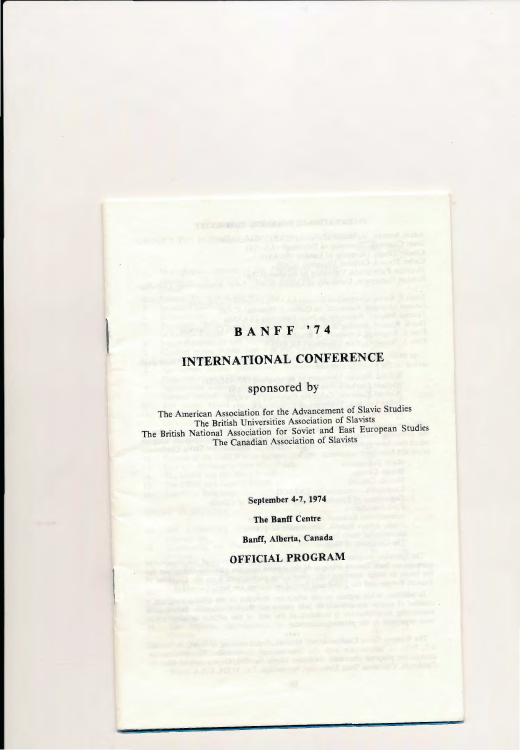# BANFF '74

## INTERNATIONAL CONFERENCE

### sponsored by

The American Association for the Advancement of Slavic Studies
The British Universities Association of Slavists
The British National Association for Soviet and East European Studies
The Canadian Association of Slavists

**September 4-7, 1974**

**The Banff Centre**

**Banff, Alberta, Canada**

## OFFICIAL PROGRAM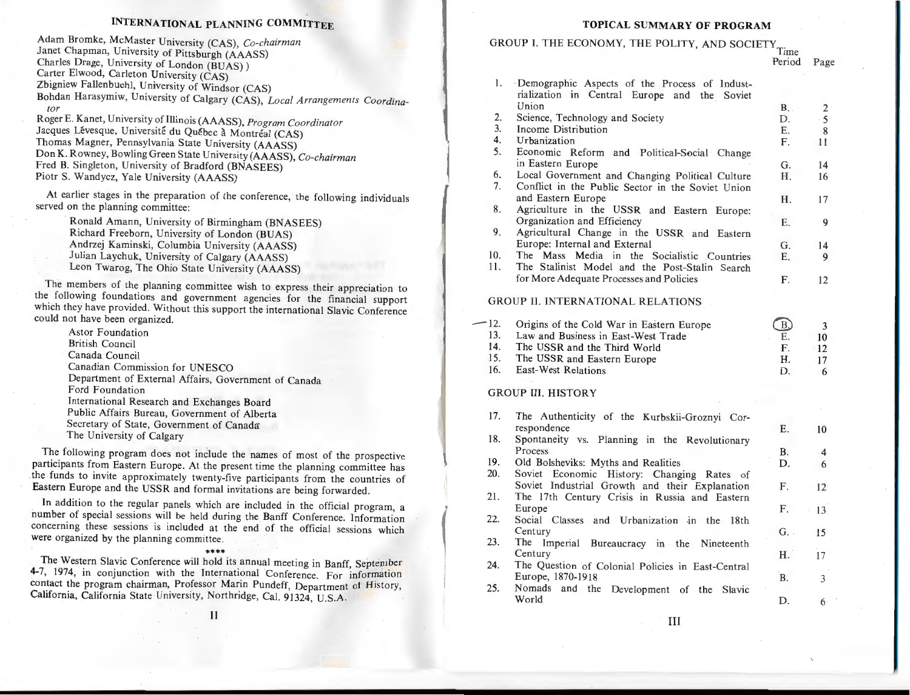## INTERNATIONAL PLANNING COMMITTEE

Adam Bromke, McMaster University (CAS), *Co-chairman*
Janet Chapman, University of Pittsburgh (AAASS)
Charles Drage, University of London (BUAS) )
Carter Elwood, Carleton University (CAS)
Zbigniew Fallenbuchl, University of Windsor (CAS)
Bohdan Harasymiw, University of Calgary (CAS), *Local Arrangements Coordinator*
Roger E. Kanet, University of Illinois (AAASS), *Program Coordinator*
Jacques Lévesque, Université du Québec à Montréal (CAS)
Thomas Magner, Pennsylvania State University (AAASS)
Don K. Rowney, Bowling Green State University (AAASS), *Co-chairman*
Fred B. Singleton, University of Bradford (BNASEES)
Piotr S. Wandycz, Yale University (AAASS)

At earlier stages in the preparation of the conference, the following individuals served on the planning committee:

Ronald Amann, University of Birmingham (BNASEES)
Richard Freeborn, University of London (BUAS)
Andrzej Kaminski, Columbia University (AAASS)
Julian Laychuk, University of Calgary (AAASS)
Leon Twarog, The Ohio State University (AAASS)

The members of the planning committee wish to express their appreciation to the following foundations and government agencies for the financial support which they have provided. Without this support the international Slavic Conference could not have been organized.

Astor Foundation
British Council
Canada Council
Canadian Commission for UNESCO
Department of External Affairs, Government of Canada
Ford Foundation
International Research and Exchanges Board
Public Affairs Bureau, Government of Alberta
Secretary of State, Government of Canada
The University of Calgary

The following program does not include the names of most of the prospective participants from Eastern Europe. At the present time the planning committee has the funds to invite approximately twenty-five participants from the countries of Eastern Europe and the USSR and formal invitations are being forwarded.

In addition to the regular panels which are included in the official program, a number of special sessions will be held during the Banff Conference. Information concerning these sessions is included at the end of the official sessions which were organized by the planning committee.

\*\*\*\*

The Western Slavic Conference will hold its annual meeting in Banff, September 4-7, 1974, in conjunction with the International Conference. For information contact the program chairman, Professor Marin Pundeff, Department of History, California, California State University, Northridge, Cal. 91324, U.S.A.

## TOPICAL SUMMARY OF PROGRAM

### GROUP I. THE ECONOMY, THE POLITY, AND SOCIETY

| | | Time Period | Page |
|---|---|---|---|
| 1. | Demographic Aspects of the Process of Industrialization in Central Europe and the Soviet Union | B. | 2 |
| 2. | Science, Technology and Society | D. | 5 |
| 3. | Income Distribution | E. | 8 |
| 4. | Urbanization | F. | 11 |
| 5. | Economic Reform and Political-Social Change in Eastern Europe | G. | 14 |
| 6. | Local Government and Changing Political Culture | H. | 16 |
| 7. | Conflict in the Public Sector in the Soviet Union and Eastern Europe | H. | 17 |
| 8. | Agriculture in the USSR and Eastern Europe: Organization and Efficiency | E. | 9 |
| 9. | Agricultural Change in the USSR and Eastern Europe: Internal and External | G. | 14 |
| 10. | The Mass Media in the Socialistic Countries | E. | 9 |
| 11. | The Stalinist Model and the Post-Stalin Search for More Adequate Processes and Policies | F. | 12 |

### GROUP II. INTERNATIONAL RELATIONS

| | | Time Period | Page |
|---|---|---|---|
| 12. | Origins of the Cold War in Eastern Europe | B. | 3 |
| 13. | Law and Business in East-West Trade | E. | 10 |
| 14. | The USSR and the Third World | F. | 12 |
| 15. | The USSR and Eastern Europe | H. | 17 |
| 16. | East-West Relations | D. | 6 |

### GROUP III. HISTORY

| | | Time Period | Page |
|---|---|---|---|
| 17. | The Authenticity of the Kurbskii-Groznyi Correspondence | E. | 10 |
| 18. | Spontaneity vs. Planning in the Revolutionary Process | B. | 4 |
| 19. | Old Bolsheviks: Myths and Realities | D. | 6 |
| 20. | Soviet Economic History: Changing Rates of Soviet Industrial Growth and their Explanation | F. | 12 |
| 21. | The 17th Century Crisis in Russia and Eastern Europe | F. | 13 |
| 22. | Social Classes and Urbanization in the 18th Century | G. | 15 |
| 23. | The Imperial Bureaucracy in the Nineteenth Century | H. | 17 |
| 24. | The Question of Colonial Policies in East-Central Europe, 1870-1918 | B. | 3 |
| 25. | Nomads and the Development of the Slavic World | D. | 6 |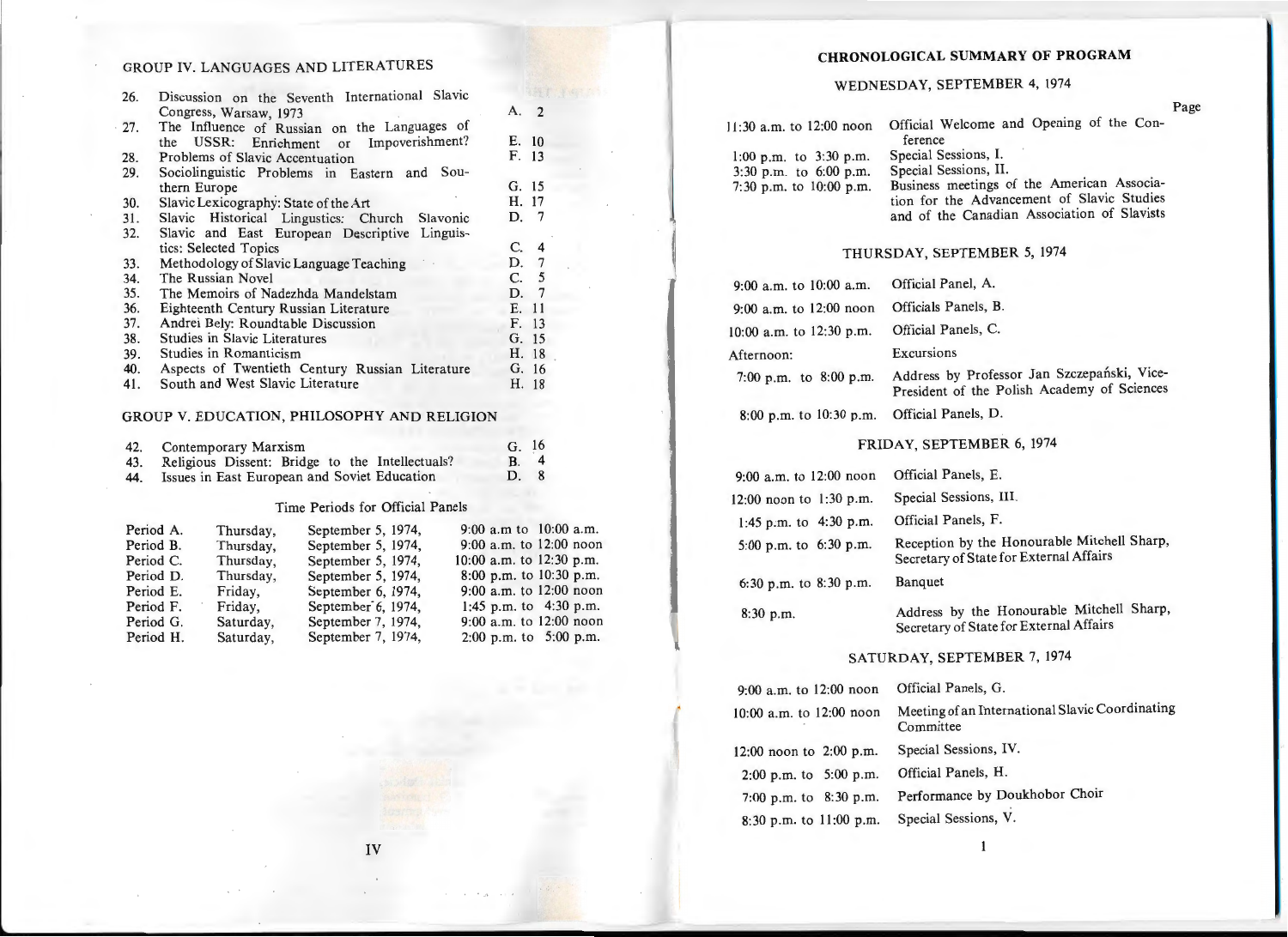## GROUP IV. LANGUAGES AND LITERATURES

| | | |
|---|---|---|
| 26. | Discussion on the Seventh International Slavic Congress, Warsaw, 1973 | A. 2 |
| 27. | The Influence of Russian on the Languages of the USSR: Enrichment or Impoverishment? | E. 10 |
| 28. | Problems of Slavic Accentuation | F. 13 |
| 29. | Sociolinguistic Problems in Eastern and Southern Europe | G. 15 |
| 30. | Slavic Lexicography: State of the Art | H. 17 |
| 31. | Slavic Historical Lingustics: Church Slavonic | D. 7 |
| 32. | Slavic and East European Descriptive Linguistics: Selected Topics | C. 4 |
| 33. | Methodology of Slavic Language Teaching | D. 7 |
| 34. | The Russian Novel | C. 5 |
| 35. | The Memoirs of Nadezhda Mandelstam | D. 7 |
| 36. | Eighteenth Century Russian Literature | E. 11 |
| 37. | Andrei Bely: Roundtable Discussion | F. 13 |
| 38. | Studies in Slavic Literatures | G. 15 |
| 39. | Studies in Romanticism | H. 18 |
| 40. | Aspects of Twentieth Century Russian Literature | G. 16 |
| 41. | South and West Slavic Literature | H. 18 |

## GROUP V. EDUCATION, PHILOSOPHY AND RELIGION

| | | |
|---|---|---|
| 42. | Contemporary Marxism | G. 16 |
| 43. | Religious Dissent: Bridge to the Intellectuals? | B. 4 |
| 44. | Issues in East European and Soviet Education | D. 8 |

### Time Periods for Official Panels

| | | | |
|---|---|---|---|
| Period A. | Thursday, | September 5, 1974, | 9:00 a.m to 10:00 a.m. |
| Period B. | Thursday, | September 5, 1974, | 9:00 a.m. to 12:00 noon |
| Period C. | Thursday, | September 5, 1974, | 10:00 a.m. to 12:30 p.m. |
| Period D. | Thursday, | September 5, 1974, | 8:00 p.m. to 10:30 p.m. |
| Period E. | Friday, | September 6, 1974, | 9:00 a.m. to 12:00 noon |
| Period F. | Friday, | September 6, 1974, | 1:45 p.m. to 4:30 p.m. |
| Period G. | Saturday, | September 7, 1974, | 9:00 a.m. to 12:00 noon |
| Period H. | Saturday, | September 7, 1974, | 2:00 p.m. to 5:00 p.m. |

## CHRONOLOGICAL SUMMARY OF PROGRAM

### WEDNESDAY, SEPTEMBER 4, 1974

Page

| | |
|---|---|
| 11:30 a.m. to 12:00 noon | Official Welcome and Opening of the Conference |
| 1:00 p.m. to 3:30 p.m. | Special Sessions, I. |
| 3:30 p.m. to 6:00 p.m. | Special Sessions, II. |
| 7:30 p.m. to 10:00 p.m. | Business meetings of the American Association for the Advancement of Slavic Studies and of the Canadian Association of Slavists |

### THURSDAY, SEPTEMBER 5, 1974

| | |
|---|---|
| 9:00 a.m. to 10:00 a.m. | Official Panel, A. |
| 9:00 a.m. to 12:00 noon | Officials Panels, B. |
| 10:00 a.m. to 12:30 p.m. | Official Panels, C. |
| Afternoon: | Excursions |
| 7:00 p.m. to 8:00 p.m. | Address by Professor Jan Szczepański, Vice-President of the Polish Academy of Sciences |
| 8:00 p.m. to 10:30 p.m. | Official Panels, D. |

### FRIDAY, SEPTEMBER 6, 1974

| | |
|---|---|
| 9:00 a.m. to 12:00 noon | Official Panels, E. |
| 12:00 noon to 1:30 p.m. | Special Sessions, III. |
| 1:45 p.m. to 4:30 p.m. | Official Panels, F. |
| 5:00 p.m. to 6:30 p.m. | Reception by the Honourable Mitchell Sharp, Secretary of State for External Affairs |
| 6:30 p.m. to 8:30 p.m. | Banquet |
| 8:30 p.m. | Address by the Honourable Mitchell Sharp, Secretary of State for External Affairs |

### SATURDAY, SEPTEMBER 7, 1974

| | |
|---|---|
| 9:00 a.m. to 12:00 noon | Official Panels, G. |
| 10:00 a.m. to 12:00 noon | Meeting of an International Slavic Coordinating Committee |
| 12:00 noon to 2:00 p.m. | Special Sessions, IV. |
| 2:00 p.m. to 5:00 p.m. | Official Panels, H. |
| 7:00 p.m. to 8:30 p.m. | Performance by Doukhobor Choir |
| 8:30 p.m. to 11:00 p.m. | Special Sessions, V. |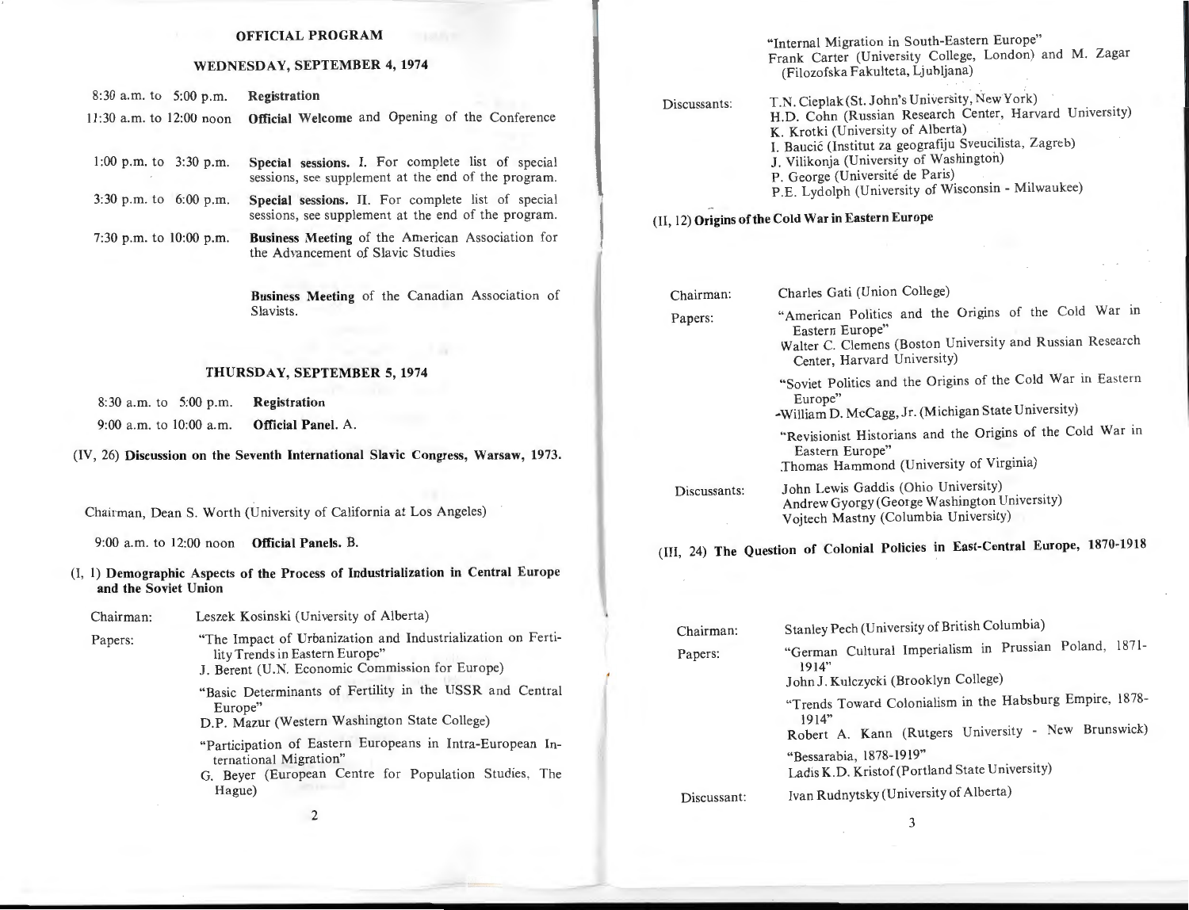## OFFICIAL PROGRAM

### WEDNESDAY, SEPTEMBER 4, 1974

| | |
|---|---|
| 8:30 a.m. to 5:00 p.m. | **Registration** |
| 11:30 a.m. to 12:00 noon | **Official Welcome** and Opening of the Conference |
| 1:00 p.m. to 3:30 p.m. | **Special sessions.** I. For complete list of special sessions, see supplement at the end of the program. |
| 3:30 p.m. to 6:00 p.m. | **Special sessions.** II. For complete list of special sessions, see supplement at the end of the program. |
| 7:30 p.m. to 10:00 p.m. | **Business Meeting** of the American Association for the Advancement of Slavic Studies |
| | **Business Meeting** of the Canadian Association of Slavists. |

### THURSDAY, SEPTEMBER 5, 1974

| | |
|---|---|
| 8:30 a.m. to 5:00 p.m. | **Registration** |
| 9:00 a.m. to 10:00 a.m. | **Official Panel.** A. |

(IV, 26) **Discussion on the Seventh International Slavic Congress, Warsaw, 1973.**

Chairman, Dean S. Worth (University of California at Los Angeles)

9:00 a.m. to 12:00 noon **Official Panels.** B.

(I, 1) **Demographic Aspects of the Process of Industrialization in Central Europe and the Soviet Union**

Chairman: Leszek Kosinski (University of Alberta)

Papers:

"The Impact of Urbanization and Industrialization on Fertility Trends in Eastern Europe"
J. Berent (U.N. Economic Commission for Europe)

"Basic Determinants of Fertility in the USSR and Central Europe"
D.P. Mazur (Western Washington State College)

"Participation of Eastern Europeans in Intra-European International Migration"
G. Beyer (European Centre for Population Studies, The Hague)

"Internal Migration in South-Eastern Europe"
Frank Carter (University College, London) and M. Zagar (Filozofska Fakulteta, Ljubljana)

Discussants:
T.N. Cieplak (St. John's University, New York)
H.D. Cohn (Russian Research Center, Harvard University)
K. Krotki (University of Alberta)
I. Baucić (Institut za geografiju Sveucilista, Zagreb)
J. Vilikonja (University of Washington)
P. George (Université de Paris)
P.E. Lydolph (University of Wisconsin - Milwaukee)

(II, 12) **Origins of the Cold War in Eastern Europe**

Chairman: Charles Gati (Union College)

Papers:

"American Politics and the Origins of the Cold War in Eastern Europe"
Walter C. Clemens (Boston University and Russian Research Center, Harvard University)

"Soviet Politics and the Origins of the Cold War in Eastern Europe"
William D. McCagg, Jr. (Michigan State University)

"Revisionist Historians and the Origins of the Cold War in Eastern Europe"
Thomas Hammond (University of Virginia)

Discussants:
John Lewis Gaddis (Ohio University)
Andrew Gyorgy (George Washington University)
Vojtech Mastny (Columbia University)

(III, 24) **The Question of Colonial Policies in East-Central Europe, 1870-1918**

Chairman: Stanley Pech (University of British Columbia)

Papers:

"German Cultural Imperialism in Prussian Poland, 1871-1914"
John J. Kulczycki (Brooklyn College)

"Trends Toward Colonialism in the Habsburg Empire, 1878-1914"
Robert A. Kann (Rutgers University - New Brunswick)

"Bessarabia, 1878-1919"
Ladis K.D. Kristof (Portland State University)

Discussant: Ivan Rudnytsky (University of Alberta)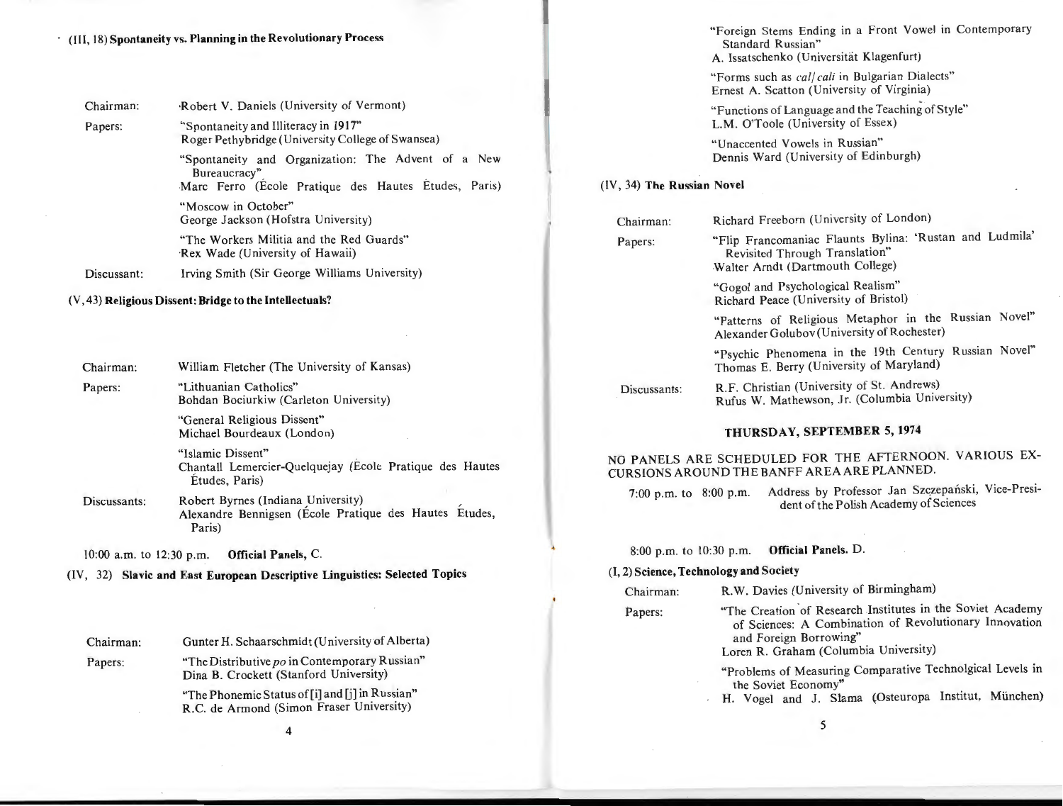(III, 18) **Spontaneity vs. Planning in the Revolutionary Process**

Chairman: Robert V. Daniels (University of Vermont)

Papers:
"Spontaneity and Illiteracy in 1917"
Roger Pethybridge (University College of Swansea)

"Spontaneity and Organization: The Advent of a New Bureaucracy"
Marc Ferro (École Pratique des Hautes Études, Paris)

"Moscow in October"
George Jackson (Hofstra University)

"The Workers Militia and the Red Guards"
Rex Wade (University of Hawaii)

Discussant: Irving Smith (Sir George Williams University)

(V, 43) **Religious Dissent: Bridge to the Intellectuals?**

Chairman: William Fletcher (The University of Kansas)

Papers:
"Lithuanian Catholics"
Bohdan Bociurkiw (Carleton University)

"General Religious Dissent"
Michael Bourdeaux (London)

"Islamic Dissent"
Chantall Lemercier-Quelquejay (École Pratique des Hautes Études, Paris)

Discussants:
Robert Byrnes (Indiana University)
Alexandre Bennigsen (École Pratique des Hautes Études, Paris)

10:00 a.m. to 12:30 p.m. **Official Panels, C.**

(IV, 32) **Slavic and East European Descriptive Linguistics: Selected Topics**

Chairman: Gunter H. Schaarschmidt (University of Alberta)

Papers:
"The Distributive *po* in Contemporary Russian"
Dina B. Crockett (Stanford University)

"The Phonemic Status of [i] and [j] in Russian"
R.C. de Armond (Simon Fraser University)

"Foreign Stems Ending in a Front Vowel in Contemporary Standard Russian"
A. Issatschenko (Universität Klagenfurt)

"Forms such as *cal/cali* in Bulgarian Dialects"
Ernest A. Scatton (University of Virginia)

"Functions of Language and the Teaching of Style"
L.M. O'Toole (University of Essex)

"Unaccented Vowels in Russian"
Dennis Ward (University of Edinburgh)

(IV, 34) **The Russian Novel**

Chairman: Richard Freeborn (University of London)

Papers:
"Flip Francomaniac Flaunts Bylina: 'Rustan and Ludmila' Revisited Through Translation"
Walter Arndt (Dartmouth College)

"Gogol and Psychological Realism"
Richard Peace (University of Bristol)

"Patterns of Religious Metaphor in the Russian Novel"
Alexander Golubov (University of Rochester)

"Psychic Phenomena in the 19th Century Russian Novel"
Thomas E. Berry (University of Maryland)

Discussants:
R.F. Christian (University of St. Andrews)
Rufus W. Mathewson, Jr. (Columbia University)

## THURSDAY, SEPTEMBER 5, 1974

NO PANELS ARE SCHEDULED FOR THE AFTERNOON. VARIOUS EXCURSIONS AROUND THE BANFF AREA ARE PLANNED.

7:00 p.m. to 8:00 p.m. Address by Professor Jan Szczepański, Vice-President of the Polish Academy of Sciences

8:00 p.m. to 10:30 p.m. **Official Panels. D.**

(I, 2) **Science, Technology and Society**

Chairman: R.W. Davies (University of Birmingham)

Papers:
"The Creation of Research Institutes in the Soviet Academy of Sciences: A Combination of Revolutionary Innovation and Foreign Borrowing"
Loren R. Graham (Columbia University)

"Problems of Measuring Comparative Technolgical Levels in the Soviet Economy"
H. Vogel and J. Slama (Osteuropa Institut, München)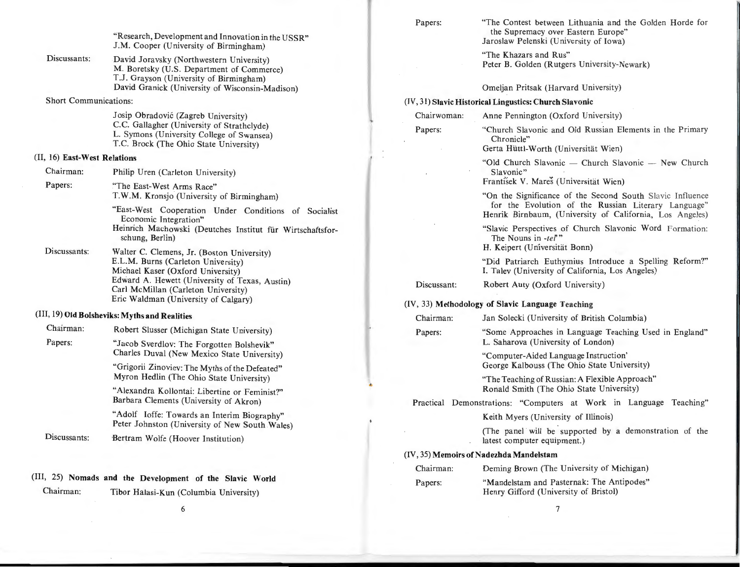"Research, Development and Innovation in the USSR"
J.M. Cooper (University of Birmingham)

Discussants: David Joravsky (Northwestern University)
M. Boretsky (U.S. Department of Commerce)
T.J. Grayson (University of Birmingham)
David Granick (University of Wisconsin-Madison)

Short Communications:

Josip Obradović (Zagreb University)
C.C. Gallagher (University of Strathclyde)
L. Symons (University College of Swansea)
T.C. Brock (The Ohio State University)

### (II, 16) East-West Relations

Chairman: Philip Uren (Carleton University)

Papers: "The East-West Arms Race"
T.W.M. Kronsjo (University of Birmingham)

"East-West Cooperation Under Conditions of Socialist Economic Integration"
Heinrich Machowski (Deutches Institut für Wirtschaftsforschung, Berlin)

Discussants: Walter C. Clemens, Jr. (Boston University)
E.L.M. Burns (Carleton University)
Michael Kaser (Oxford University)
Edward A. Hewett (University of Texas, Austin)
Carl McMillan (Carleton University)
Eric Waldman (University of Calgary)

### (III, 19) Old Bolsheviks: Myths and Realities

Chairman: Robert Slusser (Michigan State University)

Papers: "Jacob Sverdlov: The Forgotten Bolshevik"
Charles Duval (New Mexico State University)

"Grigorii Zinoviev: The Myths of the Defeated"
Myron Hedlin (The Ohio State University)

"Alexandra Kollontai: Libertine or Feminist?"
Barbara Clements (University of Akron)

"Adolf Ioffe: Towards an Interim Biography"
Peter Johnston (University of New South Wales)

Discussants: Bertram Wolfe (Hoover Institution)

### (III, 25) Nomads and the Development of the Slavic World

Chairman: Tibor Halasi-Kun (Columbia University)

Papers: "The Contest between Lithuania and the Golden Horde for the Supremacy over Eastern Europe"
Jaroslaw Pelenski (University of Iowa)

"The Khazars and Rus"
Peter B. Golden (Rutgers University-Newark)

Omeljan Pritsak (Harvard University)

### (IV, 31) Slavic Historical Linguistics: Church Slavonic

Chairwoman: Anne Pennington (Oxford University)

Papers: "Church Slavonic and Old Russian Elements in the Primary Chronicle"
Gerta Hüttl-Worth (Universität Wien)

"Old Church Slavonic — Church Slavonic — New Church Slavonic"
František V. Mareš (Universität Wien)

"On the Significance of the Second South Slavic Influence for the Evolution of the Russian Literary Language"
Henrik Birnbaum, (University of California, Los Angeles)

"Slavic Perspectives of Church Slavonic Word Formation: The Nouns in *-tel'*"
H. Keipert (Universität Bonn)

"Did Patriarch Euthymius Introduce a Spelling Reform?"
I. Talev (University of California, Los Angeles)

Discussant: Robert Auty (Oxford University)

### (IV, 33) Methodology of Slavic Language Teaching

Chairman: Jan Solecki (University of British Columbia)

Papers: "Some Approaches in Language Teaching Used in England"
L. Saharova (University of London)

"Computer-Aided Language Instruction'
George Kalbouss (The Ohio State University)

"The Teaching of Russian: A Flexible Approach"
Ronald Smith (The Ohio State University)

Practical Demonstrations: "Computers at Work in Language Teaching"

Keith Myers (University of Illinois)

(The panel will be supported by a demonstration of the latest computer equipment.)

### (IV, 35) Memoirs of Nadezhda Mandelstam

Chairman: Deming Brown (The University of Michigan)

Papers: "Mandelstam and Pasternak: The Antipodes"
Henry Gifford (University of Bristol)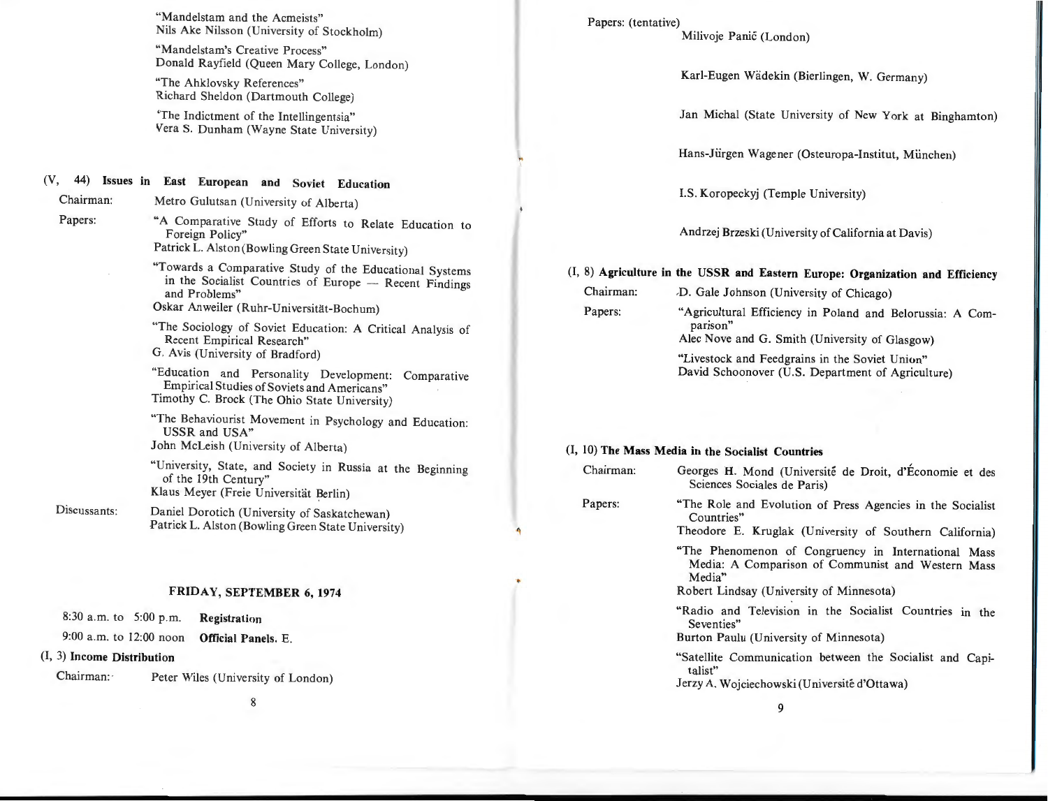"Mandelstam and the Acmeists"
Nils Ake Nilsson (University of Stockholm)

"Mandelstam's Creative Process"
Donald Rayfield (Queen Mary College, London)

"The Ahklovsky References"
Richard Sheldon (Dartmouth College)

"The Indictment of the Intellingentsia"
Vera S. Dunham (Wayne State University)

**(V, 44) Issues in East European and Soviet Education**

Chairman: Metro Gulutsan (University of Alberta)

Papers:

"A Comparative Study of Efforts to Relate Education to Foreign Policy"
Patrick L. Alston (Bowling Green State University)

"Towards a Comparative Study of the Educational Systems in the Socialist Countries of Europe — Recent Findings and Problems"
Oskar Anweiler (Ruhr-Universität-Bochum)

"The Sociology of Soviet Education: A Critical Analysis of Recent Empirical Research"
G. Avis (University of Bradford)

"Education and Personality Development: Comparative Empirical Studies of Soviets and Americans"
Timothy C. Brock (The Ohio State University)

"The Behaviourist Movement in Psychology and Education: USSR and USA"
John McLeish (University of Alberta)

"University, State, and Society in Russia at the Beginning of the 19th Century"
Klaus Meyer (Freie Universität Berlin)

Discussants:
Daniel Dorotich (University of Saskatchewan)
Patrick L. Alston (Bowling Green State University)

## FRIDAY, SEPTEMBER 6, 1974

8:30 a.m. to 5:00 p.m. **Registration**

9:00 a.m. to 12:00 noon **Official Panels.** E.

**(I, 3) Income Distribution**

Chairman: Peter Wiles (University of London)

Papers: (tentative)
Milivoje Panič (London)

Karl-Eugen Wädekin (Bierlingen, W. Germany)

Jan Michal (State University of New York at Binghamton)

Hans-Jürgen Wagener (Osteuropa-Institut, München)

I.S. Koropeckyj (Temple University)

Andrzej Brzeski (University of California at Davis)

**(I, 8) Agriculture in the USSR and Eastern Europe: Organization and Efficiency**

Chairman: D. Gale Johnson (University of Chicago)

Papers:

"Agricultural Efficiency in Poland and Belorussia: A Comparison"
Alec Nove and G. Smith (University of Glasgow)

"Livestock and Feedgrains in the Soviet Union"
David Schoonover (U.S. Department of Agriculture)

**(I, 10) The Mass Media in the Socialist Countries**

Chairman: Georges H. Mond (Université de Droit, d'Économie et des Sciences Sociales de Paris)

Papers:

"The Role and Evolution of Press Agencies in the Socialist Countries"
Theodore E. Kruglak (University of Southern California)

"The Phenomenon of Congruency in International Mass Media: A Comparison of Communist and Western Mass Media"
Robert Lindsay (University of Minnesota)

"Radio and Television in the Socialist Countries in the Seventies"
Burton Paulu (University of Minnesota)

"Satellite Communication between the Socialist and Capitalist"
Jerzy A. Wojciechowski (Université d'Ottawa)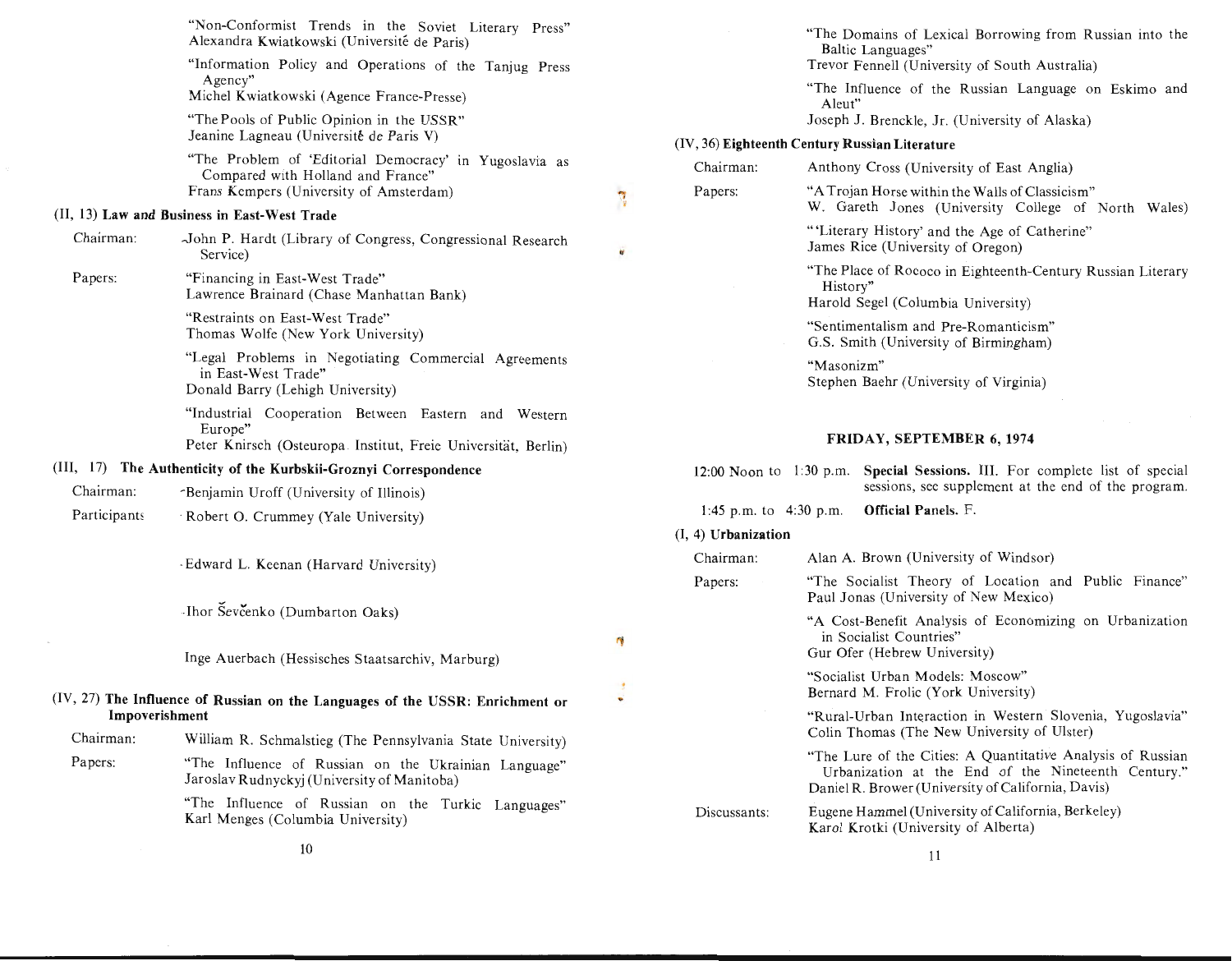"Non-Conformist Trends in the Soviet Literary Press"
Alexandra Kwiatkowski (Université de Paris)

"Information Policy and Operations of the Tanjug Press Agency"
Michel Kwiatkowski (Agence France-Presse)

"The Pools of Public Opinion in the USSR"
Jeanine Lagneau (Université de Paris V)

"The Problem of 'Editorial Democracy' in Yugoslavia as Compared with Holland and France"
Frans Kempers (University of Amsterdam)

**(II, 13) Law and Business in East-West Trade**

Chairman: John P. Hardt (Library of Congress, Congressional Research Service)

Papers:

"Financing in East-West Trade"
Lawrence Brainard (Chase Manhattan Bank)

"Restraints on East-West Trade"
Thomas Wolfe (New York University)

"Legal Problems in Negotiating Commercial Agreements in East-West Trade"
Donald Barry (Lehigh University)

"Industrial Cooperation Between Eastern and Western Europe"
Peter Knirsch (Osteuropa Institut, Freie Universität, Berlin)

**(III, 17) The Authenticity of the Kurbskii-Groznyi Correspondence**

Chairman: Benjamin Uroff (University of Illinois)

Participants:

Robert O. Crummey (Yale University)

Edward L. Keenan (Harvard University)

Ihor Ševčenko (Dumbarton Oaks)

Inge Auerbach (Hessisches Staatsarchiv, Marburg)

**(IV, 27) The Influence of Russian on the Languages of the USSR: Enrichment or Impoverishment**

Chairman: William R. Schmalstieg (The Pennsylvania State University)

Papers:

"The Influence of Russian on the Ukrainian Language"
Jaroslav Rudnyckyj (University of Manitoba)

"The Influence of Russian on the Turkic Languages"
Karl Menges (Columbia University)

"The Domains of Lexical Borrowing from Russian into the Baltic Languages"
Trevor Fennell (University of South Australia)

"The Influence of the Russian Language on Eskimo and Aleut"
Joseph J. Brenckle, Jr. (University of Alaska)

**(IV, 36) Eighteenth Century Russian Literature**

Chairman: Anthony Cross (University of East Anglia)

Papers:

"A Trojan Horse within the Walls of Classicism"
W. Gareth Jones (University College of North Wales)

"'Literary History' and the Age of Catherine"
James Rice (University of Oregon)

"The Place of Rococo in Eighteenth-Century Russian Literary History"
Harold Segel (Columbia University)

"Sentimentalism and Pre-Romanticism"
G.S. Smith (University of Birmingham)

"Masonizm"
Stephen Baehr (University of Virginia)

## FRIDAY, SEPTEMBER 6, 1974

12:00 Noon to 1:30 p.m. **Special Sessions.** III. For complete list of special sessions, see supplement at the end of the program.

1:45 p.m. to 4:30 p.m. **Official Panels.** F.

**(I, 4) Urbanization**

Chairman: Alan A. Brown (University of Windsor)

Papers:

"The Socialist Theory of Location and Public Finance"
Paul Jonas (University of New Mexico)

"A Cost-Benefit Analysis of Economizing on Urbanization in Socialist Countries"
Gur Ofer (Hebrew University)

"Socialist Urban Models: Moscow"
Bernard M. Frolic (York University)

"Rural-Urban Interaction in Western Slovenia, Yugoslavia"
Colin Thomas (The New University of Ulster)

"The Lure of the Cities: A Quantitative Analysis of Russian Urbanization at the End of the Nineteenth Century."
Daniel R. Brower (University of California, Davis)

Discussants:

Eugene Hammel (University of California, Berkeley)
Karol Krotki (University of Alberta)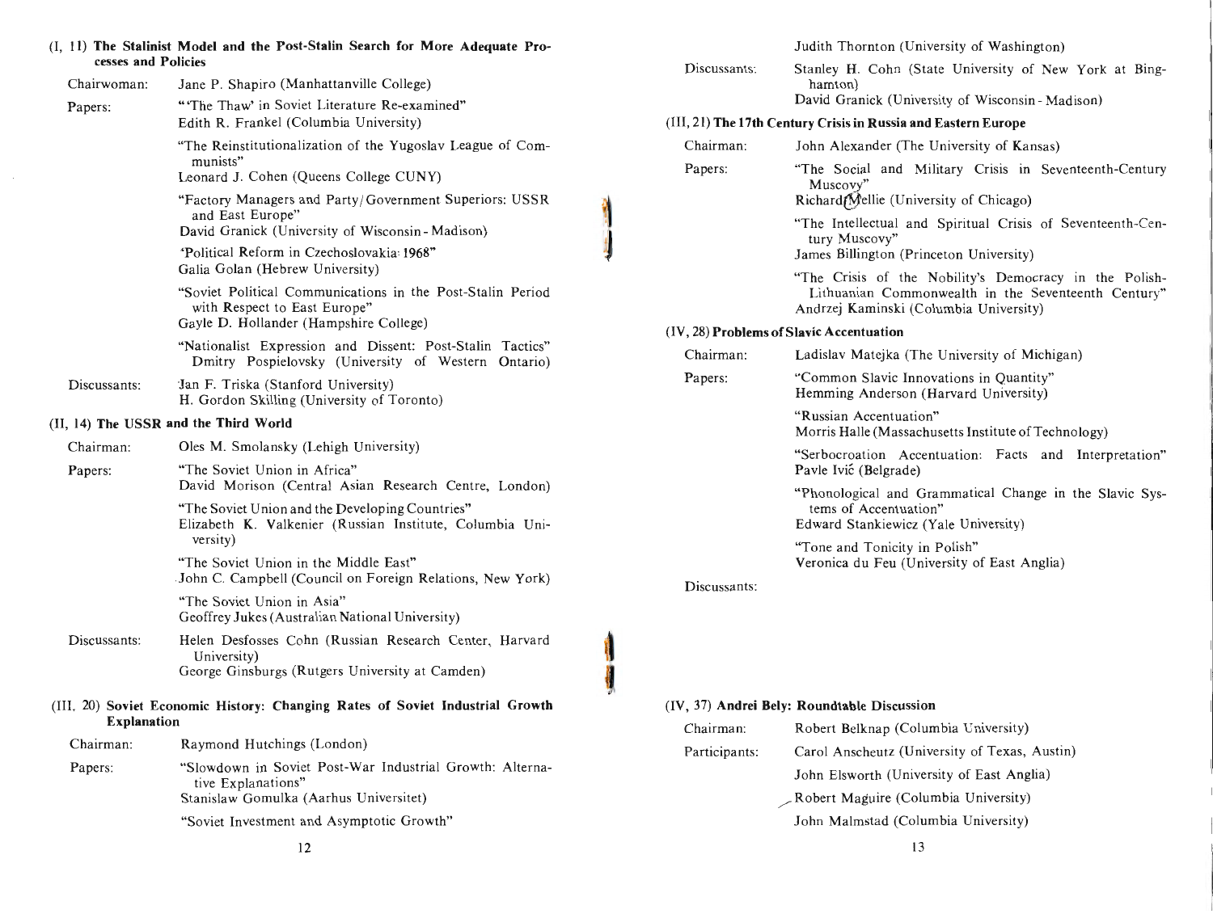### (I, 11) The Stalinist Model and the Post-Stalin Search for More Adequate Processes and Policies

Chairwoman: Jane P. Shapiro (Manhattanville College)

Papers:

"'The Thaw' in Soviet Literature Re-examined"
Edith R. Frankel (Columbia University)

"The Reinstitutionalization of the Yugoslav League of Communists"
Leonard J. Cohen (Queens College CUNY)

"Factory Managers and Party/Government Superiors: USSR and East Europe"
David Granick (University of Wisconsin - Madison)

"Political Reform in Czechoslovakia: 1968"
Galia Golan (Hebrew University)

"Soviet Political Communications in the Post-Stalin Period with Respect to East Europe"
Gayle D. Hollander (Hampshire College)

"Nationalist Expression and Dissent: Post-Stalin Tactics"
Dmitry Pospielovsky (University of Western Ontario)

Discussants:
Jan F. Triska (Stanford University)
H. Gordon Skilling (University of Toronto)

### (II, 14) The USSR and the Third World

Chairman: Oles M. Smolansky (Lehigh University)

Papers:

"The Soviet Union in Africa"
David Morison (Central Asian Research Centre, London)

"The Soviet Union and the Developing Countries"
Elizabeth K. Valkenier (Russian Institute, Columbia University)

"The Soviet Union in the Middle East"
John C. Campbell (Council on Foreign Relations, New York)

"The Soviet Union in Asia"
Geoffrey Jukes (Australian National University)

Discussants:
Helen Desfosses Cohn (Russian Research Center, Harvard University)
George Ginsburgs (Rutgers University at Camden)

### (III, 20) Soviet Economic History: Changing Rates of Soviet Industrial Growth Explanation

Chairman: Raymond Hutchings (London)

Papers:

"Slowdown in Soviet Post-War Industrial Growth: Alternative Explanations"
Stanislaw Gomulka (Aarhus Universitet)

"Soviet Investment and Asymptotic Growth"
Judith Thornton (University of Washington)

Discussants:
Stanley H. Cohn (State University of New York at Binghamton)
David Granick (University of Wisconsin - Madison)

### (III, 21) The 17th Century Crisis in Russia and Eastern Europe

Chairman: John Alexander (The University of Kansas)

Papers:

"The Social and Military Crisis in Seventeenth-Century Muscovy"
Richard Hellie (University of Chicago)

"The Intellectual and Spiritual Crisis of Seventeenth-Century Muscovy"
James Billington (Princeton University)

"The Crisis of the Nobility's Democracy in the Polish-Lithuanian Commonwealth in the Seventeenth Century"
Andrzej Kaminski (Columbia University)

### (IV, 28) Problems of Slavic Accentuation

Chairman: Ladislav Matejka (The University of Michigan)

Papers:

"Common Slavic Innovations in Quantity"
Hemming Anderson (Harvard University)

"Russian Accentuation"
Morris Halle (Massachusetts Institute of Technology)

"Serbocroation Accentuation: Facts and Interpretation"
Pavle Ivić (Belgrade)

"Phonological and Grammatical Change in the Slavic Systems of Accentuation"
Edward Stankiewicz (Yale University)

"Tone and Tonicity in Polish"
Veronica du Feu (University of East Anglia)

Discussants:

### (IV, 37) Andrei Bely: Roundtable Discussion

Chairman: Robert Belknap (Columbia University)

Participants:
Carol Anscheutz (University of Texas, Austin)
John Elsworth (University of East Anglia)
Robert Maguire (Columbia University)
John Malmstad (Columbia University)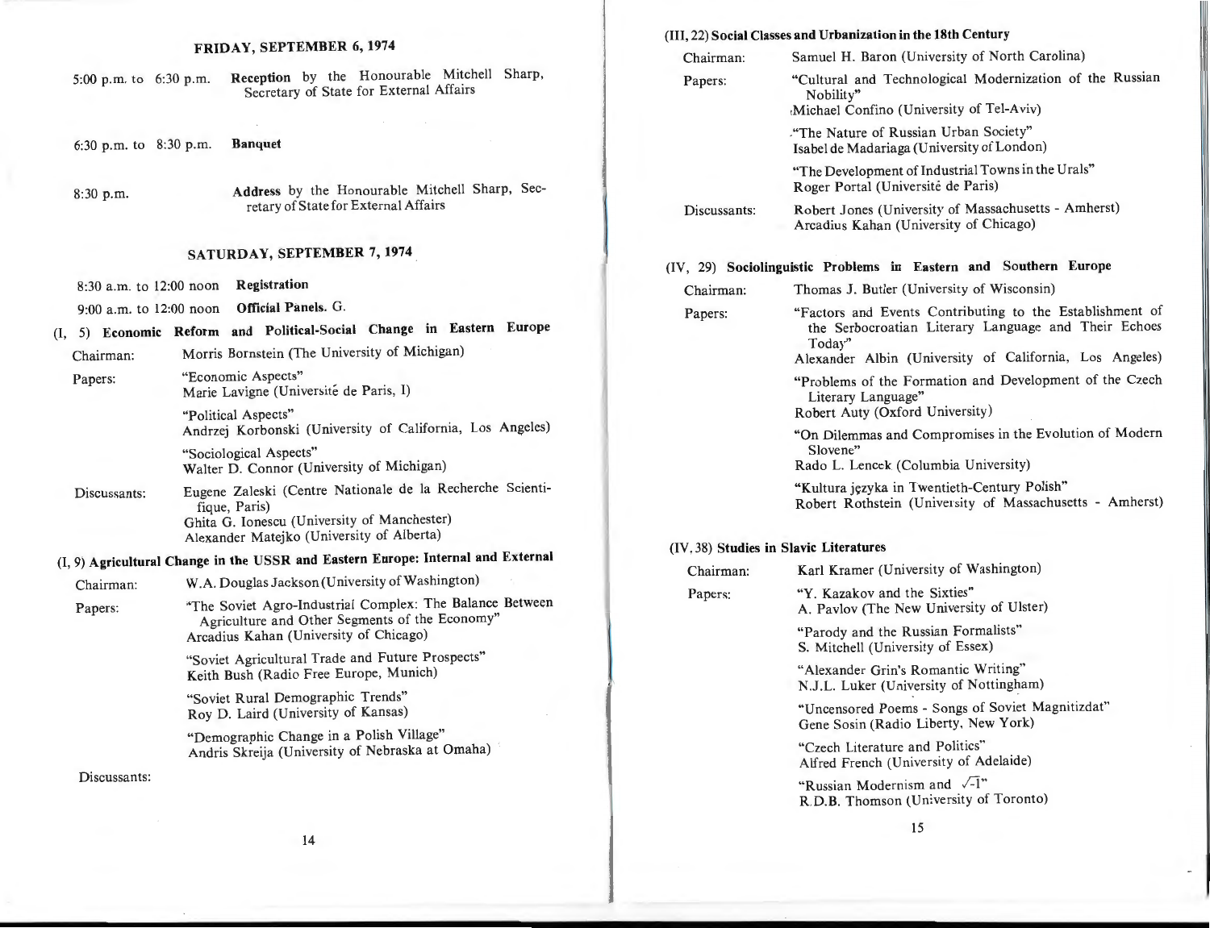## FRIDAY, SEPTEMBER 6, 1974

5:00 p.m. to 6:30 p.m. **Reception** by the Honourable Mitchell Sharp, Secretary of State for External Affairs

6:30 p.m. to 8:30 p.m. **Banquet**

8:30 p.m. **Address** by the Honourable Mitchell Sharp, Secretary of State for External Affairs

## SATURDAY, SEPTEMBER 7, 1974

8:30 a.m. to 12:00 noon **Registration**

9:00 a.m. to 12:00 noon **Official Panels.** G.

### (I, 5) Economic Reform and Political-Social Change in Eastern Europe

Chairman: Morris Bornstein (The University of Michigan)

Papers:
"Economic Aspects"
Marie Lavigne (Université de Paris, I)

"Political Aspects"
Andrzej Korbonski (University of California, Los Angeles)

"Sociological Aspects"
Walter D. Connor (University of Michigan)

Discussants:
Eugene Zaleski (Centre Nationale de la Recherche Scientifique, Paris)
Ghita G. Ionescu (University of Manchester)
Alexander Matejko (University of Alberta)

### (I, 9) Agricultural Change in the USSR and Eastern Europe: Internal and External

Chairman: W.A. Douglas Jackson (University of Washington)

Papers:
"The Soviet Agro-Industrial Complex: The Balance Between Agriculture and Other Segments of the Economy"
Arcadius Kahan (University of Chicago)

"Soviet Agricultural Trade and Future Prospects"
Keith Bush (Radio Free Europe, Munich)

"Soviet Rural Demographic Trends"
Roy D. Laird (University of Kansas)

"Demographic Change in a Polish Village"
Andris Skreija (University of Nebraska at Omaha)

Discussants:

### (III, 22) Social Classes and Urbanization in the 18th Century

Chairman: Samuel H. Baron (University of North Carolina)

Papers:
"Cultural and Technological Modernization of the Russian Nobility"
Michael Confino (University of Tel-Aviv)

"The Nature of Russian Urban Society"
Isabel de Madariaga (University of London)

"The Development of Industrial Towns in the Urals"
Roger Portal (Université de Paris)

Discussants:
Robert Jones (University of Massachusetts - Amherst)
Arcadius Kahan (University of Chicago)

### (IV, 29) Sociolinguistic Problems in Eastern and Southern Europe

Chairman: Thomas J. Butler (University of Wisconsin)

Papers:
"Factors and Events Contributing to the Establishment of the Serbocroatian Literary Language and Their Echoes Today"
Alexander Albin (University of California, Los Angeles)

"Problems of the Formation and Development of the Czech Literary Language"
Robert Auty (Oxford University)

"On Dilemmas and Compromises in the Evolution of Modern Slovene"
Rado L. Lencek (Columbia University)

"Kultura języka in Twentieth-Century Polish"
Robert Rothstein (University of Massachusetts - Amherst)

### (IV, 38) Studies in Slavic Literatures

Chairman: Karl Kramer (University of Washington)

Papers:
"Y. Kazakov and the Sixties"
A. Pavlov (The New University of Ulster)

"Parody and the Russian Formalists"
S. Mitchell (University of Essex)

"Alexander Grin's Romantic Writing"
N.J.L. Luker (University of Nottingham)

"Uncensored Poems - Songs of Soviet Magnitizdat"
Gene Sosin (Radio Liberty, New York)

"Czech Literature and Politics"
Alfred French (University of Adelaide)

"Russian Modernism and $\sqrt{-1}$"
R.D.B. Thomson (University of Toronto)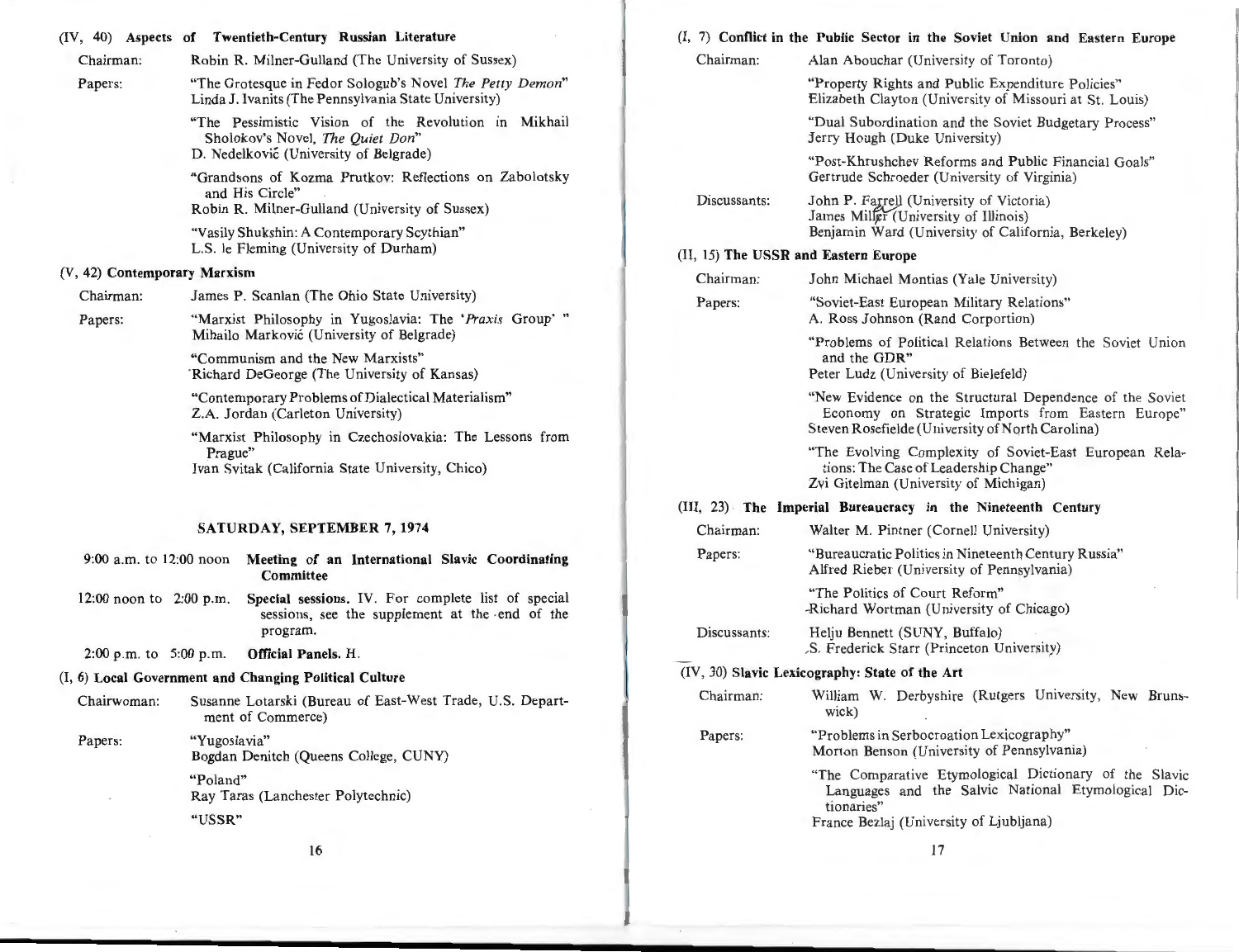(IV, 40) **Aspects of Twentieth-Century Russian Literature**

Chairman: Robin R. Milner-Gulland (The University of Sussex)

Papers:

"The Grotesque in Fedor Sologub's Novel *The Petty Demon*"
Linda J. Ivanits (The Pennsylvania State University)

"The Pessimistic Vision of the Revolution in Mikhail Sholokov's Novel, *The Quiet Don*"
D. Nedelković (University of Belgrade)

"Grandsons of Kozma Prutkov: Reflections on Zabolotsky and His Circle"
Robin R. Milner-Gulland (University of Sussex)

"Vasily Shukshin: A Contemporary Scythian"
L.S. le Fleming (University of Durham)

(V, 42) **Contemporary Marxism**

Chairman: James P. Scanlan (The Ohio State University)

Papers:

"Marxist Philosophy in Yugoslavia: The '*Praxis* Group' "
Mihailo Marković (University of Belgrade)

"Communism and the New Marxists"
Richard DeGeorge (The University of Kansas)

"Contemporary Problems of Dialectical Materialism"
Z.A. Jordan (Carleton University)

"Marxist Philosophy in Czechoslovakia: The Lessons from Prague"
Ivan Svitak (California State University, Chico)

## SATURDAY, SEPTEMBER 7, 1974

9:00 a.m. to 12:00 noon **Meeting of an International Slavic Coordinating Committee**

12:00 noon to 2:00 p.m. **Special sessions.** IV. For complete list of special sessions, see the supplement at the end of the program.

2:00 p.m. to 5:00 p.m. **Official Panels.** H.

(I, 6) **Local Government and Changing Political Culture**

Chairwoman: Susanne Lotarski (Bureau of East-West Trade, U.S. Department of Commerce)

Papers:

"Yugoslavia"
Bogdan Denitch (Queens College, CUNY)

"Poland"
Ray Taras (Lanchester Polytechnic)

"USSR"

(I, 7) **Conflict in the Public Sector in the Soviet Union and Eastern Europe**

Chairman: Alan Abouchar (University of Toronto)

"Property Rights and Public Expenditure Policies"
Elizabeth Clayton (University of Missouri at St. Louis)

"Dual Subordination and the Soviet Budgetary Process"
Jerry Hough (Duke University)

"Post-Khrushchev Reforms and Public Financial Goals"
Gertrude Schroeder (University of Virginia)

Discussants:

John P. Farrell (University of Victoria)
James Miller (University of Illinois)
Benjamin Ward (University of California, Berkeley)

(II, 15) **The USSR and Eastern Europe**

Chairman: John Michael Montias (Yale University)

Papers:

"Soviet-East European Military Relations"
A. Ross Johnson (Rand Corportion)

"Problems of Political Relations Between the Soviet Union and the GDR"
Peter Ludz (University of Bielefeld)

"New Evidence on the Structural Dependence of the Soviet Economy on Strategic Imports from Eastern Europe"
Steven Rosefielde (University of North Carolina)

"The Evolving Complexity of Soviet-East European Relations: The Case of Leadership Change"
Zvi Gitelman (University of Michigan)

(III, 23) **The Imperial Bureaucracy in the Nineteenth Century**

Chairman: Walter M. Pintner (Cornell University)

Papers:

"Bureaucratic Politics in Nineteenth Century Russia"
Alfred Rieber (University of Pennsylvania)

"The Politics of Court Reform"
Richard Wortman (University of Chicago)

Discussants:

Helju Bennett (SUNY, Buffalo)
S. Frederick Starr (Princeton University)

(IV, 30) **Slavic Lexicography: State of the Art**

Chairman: William W. Derbyshire (Rutgers University, New Brunswick)

Papers:

"Problems in Serbocroation Lexicography"
Morton Benson (University of Pennsylvania)

"The Comparative Etymological Dictionary of the Slavic Languages and the Salvic National Etymological Dictionaries"
France Bezlaj (University of Ljubljana)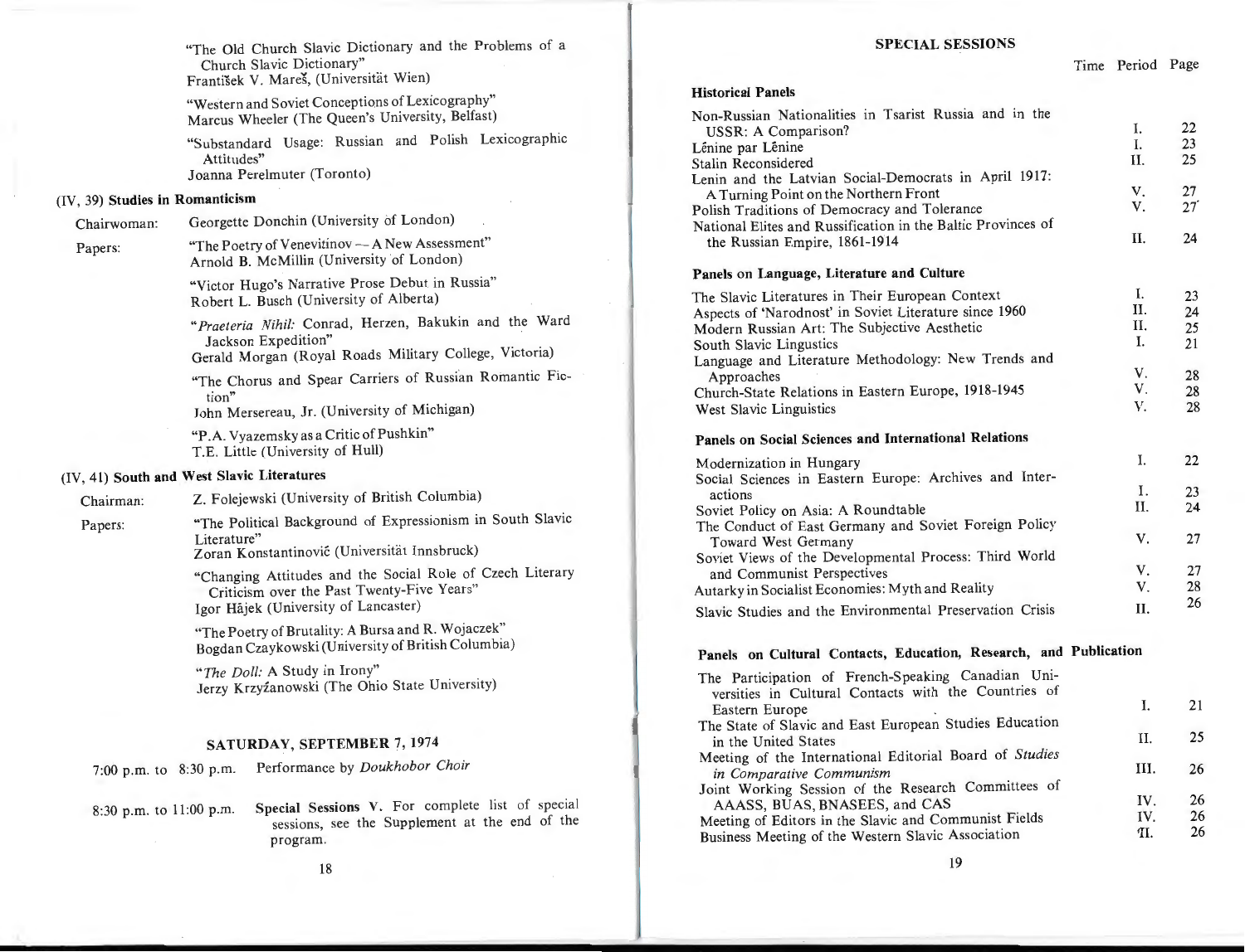"The Old Church Slavic Dictionary and the Problems of a Church Slavic Dictionary"
František V. Mareš, (Universität Wien)

"Western and Soviet Conceptions of Lexicography"
Marcus Wheeler (The Queen's University, Belfast)

"Substandard Usage: Russian and Polish Lexicographic Attitudes"
Joanna Perelmuter (Toronto)

(IV, 39) **Studies in Romanticism**

Chairwoman: Georgette Donchin (University of London)

Papers:

"The Poetry of Venevitinov — A New Assessment"
Arnold B. McMillin (University of London)

"Victor Hugo's Narrative Prose Debut in Russia"
Robert L. Busch (University of Alberta)

"*Praeteria Nihil:* Conrad, Herzen, Bakukin and the Ward Jackson Expedition"
Gerald Morgan (Royal Roads Military College, Victoria)

"The Chorus and Spear Carriers of Russian Romantic Fiction"
John Mersereau, Jr. (University of Michigan)

"P.A. Vyazemsky as a Critic of Pushkin"
T.E. Little (University of Hull)

(IV, 41) **South and West Slavic Literatures**

Chairman: Z. Folejewski (University of British Columbia)

Papers:

"The Political Background of Expressionism in South Slavic Literature"
Zoran Konstantinović (Universität Innsbruck)

"Changing Attitudes and the Social Role of Czech Literary Criticism over the Past Twenty-Five Years"
Igor Hâjek (University of Lancaster)

"The Poetry of Brutality: A Bursa and R. Wojaczek"
Bogdan Czaykowski (University of British Columbia)

"*The Doll:* A Study in Irony"
Jerzy Krzyżanowski (The Ohio State University)

## SATURDAY, SEPTEMBER 7, 1974

7:00 p.m. to 8:30 p.m. Performance by *Doukhobor Choir*

8:30 p.m. to 11:00 p.m. **Special Sessions V.** For complete list of special sessions, see the Supplement at the end of the program.

## SPECIAL SESSIONS

| | Time Period | Page |
|---|---|---|
| **Historical Panels** | | |
| Non-Russian Nationalities in Tsarist Russia and in the USSR: A Comparison? | I. | 22 |
| Lênine par Lênine | I. | 23 |
| Stalin Reconsidered | II. | 25 |
| Lenin and the Latvian Social-Democrats in April 1917: A Turning Point on the Northern Front | V. | 27 |
| Polish Traditions of Democracy and Tolerance | V. | 27 |
| National Elites and Russification in the Baltic Provinces of the Russian Empire, 1861-1914 | II. | 24 |
| **Panels on Language, Literature and Culture** | | |
| The Slavic Literatures in Their European Context | I. | 23 |
| Aspects of 'Narodnost' in Soviet Literature since 1960 | II. | 24 |
| Modern Russian Art: The Subjective Aesthetic | II. | 25 |
| South Slavic Lingustics | I. | 21 |
| Language and Literature Methodology: New Trends and Approaches | V. | 28 |
| Church-State Relations in Eastern Europe, 1918-1945 | V. | 28 |
| West Slavic Linguistics | V. | 28 |
| **Panels on Social Sciences and International Relations** | | |
| Modernization in Hungary | I. | 22 |
| Social Sciences in Eastern Europe: Archives and Interactions | I. | 23 |
| Soviet Policy on Asia: A Roundtable | II. | 24 |
| The Conduct of East Germany and Soviet Foreign Policy Toward West Germany | V. | 27 |
| Soviet Views of the Developmental Process: Third World and Communist Perspectives | V. | 27 |
| Autarky in Socialist Economies: Myth and Reality | V. | 28 |
| Slavic Studies and the Environmental Preservation Crisis | II. | 26 |
| **Panels on Cultural Contacts, Education, Research, and Publication** | | |
| The Participation of French-Speaking Canadian Universities in Cultural Contacts with the Countries of Eastern Europe | I. | 21 |
| The State of Slavic and East European Studies Education in the United States | II. | 25 |
| Meeting of the International Editorial Board of *Studies in Comparative Communism* | III. | 26 |
| Joint Working Session of the Research Committees of AAASS, BUAS, BNASEES, and CAS | IV. | 26 |
| Meeting of Editors in the Slavic and Communist Fields | IV. | 26 |
| Business Meeting of the Western Slavic Association | II. | 26 |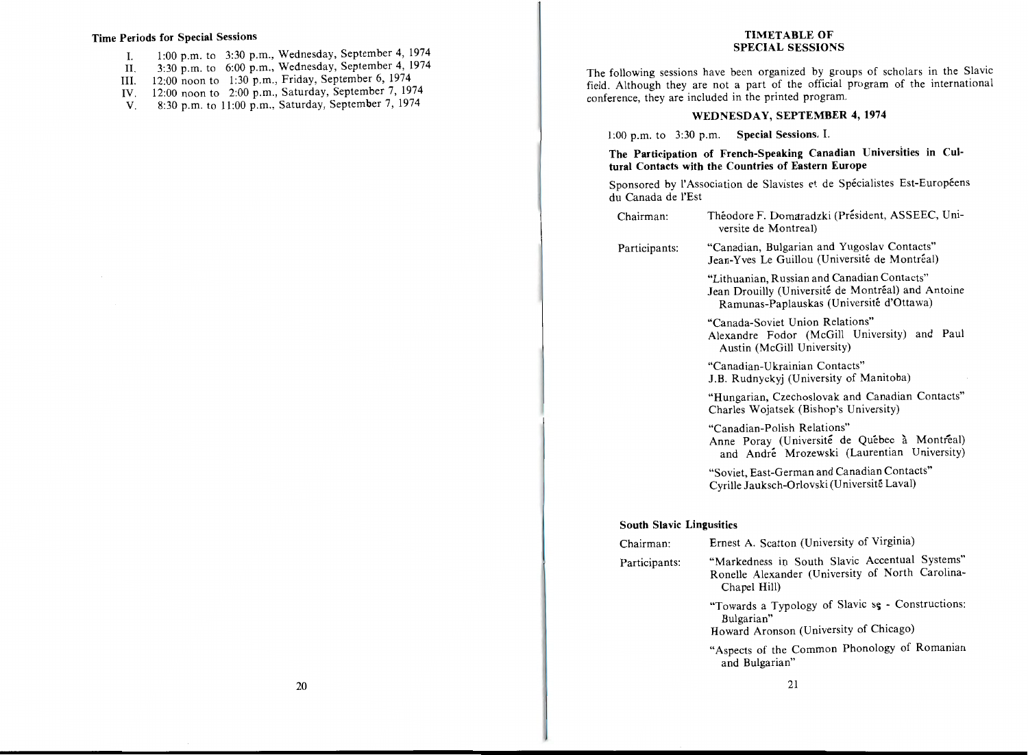**Time Periods for Special Sessions**

I. 1:00 p.m. to 3:30 p.m., Wednesday, September 4, 1974
II. 3:30 p.m. to 6:00 p.m., Wednesday, September 4, 1974
III. 12:00 noon to 1:30 p.m., Friday, September 6, 1974
IV. 12:00 noon to 2:00 p.m., Saturday, September 7, 1974
V. 8:30 p.m. to 11:00 p.m., Saturday, September 7, 1974

## TIMETABLE OF SPECIAL SESSIONS

The following sessions have been organized by groups of scholars in the Slavic field. Although they are not a part of the official program of the international conference, they are included in the printed program.

### WEDNESDAY, SEPTEMBER 4, 1974

1:00 p.m. to 3:30 p.m. **Special Sessions.** I.

**The Participation of French-Speaking Canadian Universities in Cultural Contacts with the Countries of Eastern Europe**

Sponsored by l'Association de Slavistes et de Spécialistes Est-Européens du Canada de l'Est

Chairman: Théodore F. Domaradzki (Président, ASSEEC, Universite de Montreal)

Participants: "Canadian, Bulgarian and Yugoslav Contacts"
Jean-Yves Le Guillou (Université de Montréal)

"Lithuanian, Russian and Canadian Contacts"
Jean Drouilly (Université de Montréal) and Antoine Ramunas-Paplauskas (Université d'Ottawa)

"Canada-Soviet Union Relations"
Alexandre Fodor (McGill University) and Paul Austin (McGill University)

"Canadian-Ukrainian Contacts"
J.B. Rudnyckyj (University of Manitoba)

"Hungarian, Czechoslovak and Canadian Contacts"
Charles Wojatsek (Bishop's University)

"Canadian-Polish Relations"
Anne Poray (Université de Québec à Montréal) and André Mrozewski (Laurentian University)

"Soviet, East-German and Canadian Contacts"
Cyrille Jauksch-Orlovski (Université Laval)

**South Slavic Lingusitics**

Chairman: Ernest A. Scatton (University of Virginia)

Participants: "Markedness in South Slavic Accentual Systems"
Ronelle Alexander (University of North Carolina-Chapel Hill)

"Towards a Typology of Slavic sę - Constructions: Bulgarian"
Howard Aronson (University of Chicago)

"Aspects of the Common Phonology of Romanian and Bulgarian"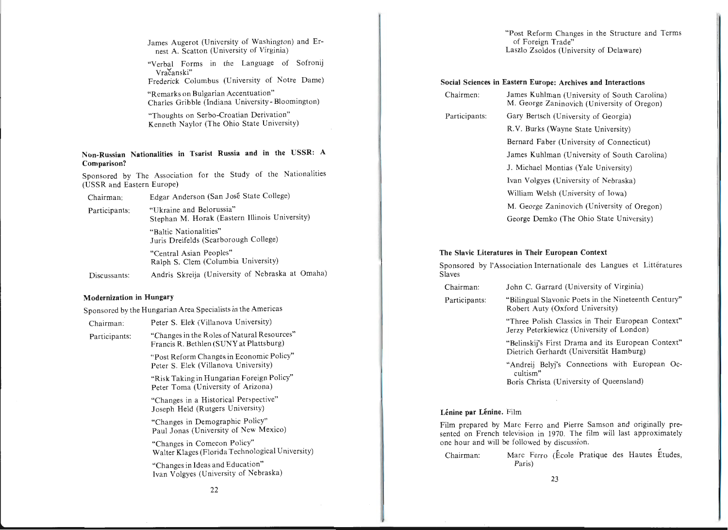James Augerot (University of Washington) and Ernest A. Scatton (University of Virginia)

"Verbal Forms in the Language of Sofronij Vračanski"
Frederick Columbus (University of Notre Dame)

"Remarks on Bulgarian Accentuation"
Charles Gribble (Indiana University - Bloomington)

"Thoughts on Serbo-Croatian Derivation"
Kenneth Naylor (The Ohio State University)

### Non-Russian Nationalities in Tsarist Russia and in the USSR: A Comparison?

Sponsored by The Association for the Study of the Nationalities (USSR and Eastern Europe)

Chairman: Edgar Anderson (San José State College)

Participants:

"Ukraine and Belorussia"
Stephan M. Horak (Eastern Illinois University)

"Baltic Nationalities"
Juris Dreifelds (Scarborough College)

"Central Asian Peoples"
Ralph S. Clem (Columbia University)

Discussants: Andris Skreija (University of Nebraska at Omaha)

### Modernization in Hungary

Sponsored by the Hungarian Area Specialists in the Americas

Chairman: Peter S. Elek (Villanova University)

Participants:

"Changes in the Roles of Natural Resources"
Francis R. Bethlen (SUNY at Plattsburg)

"Post Reform Changes in Economic Policy"
Peter S. Elek (Villanova University)

"Risk Taking in Hungarian Foreign Policy"
Peter Toma (University of Arizona)

"Changes in a Historical Perspective"
Joseph Held (Rutgers University)

"Changes in Demographic Policy"
Paul Jonas (University of New Mexico)

"Changes in Comecon Policy"
Walter Klages (Florida Technological University)

"Changes in Ideas and Education"
Ivan Volgyes (University of Nebraska)

"Post Reform Changes in the Structure and Terms of Foreign Trade"
Laszlo Zsoldos (University of Delaware)

### Social Sciences in Eastern Europe: Archives and Interactions

Chairmen:
James Kuhlman (University of South Carolina)
M. George Zaninovich (University of Oregon)

Participants:
Gary Bertsch (University of Georgia)
R.V. Burks (Wayne State University)
Bernard Faber (University of Connecticut)
James Kuhlman (University of South Carolina)
J. Michael Montias (Yale University)
Ivan Volgyes (University of Nebraska)
William Welsh (University of Iowa)
M. George Zaninovich (University of Oregon)
George Demko (The Ohio State University)

### The Slavic Literatures in Their European Context

Sponsored by l'Association Internationale des Langues et Littératures Slaves

Chairman: John C. Garrard (University of Virginia)

Participants:

"Bilingual Slavonic Poets in the Nineteenth Century"
Robert Auty (Oxford University)

"Three Polish Classics in Their European Context"
Jerzy Peterkiewicz (University of London)

"Belinskij's First Drama and its European Context"
Dietrich Gerhardt (Universität Hamburg)

"Andrej Belyj's Connections with European Occultism"
Boris Christa (University of Queensland)

### Lénine par Lénine. Film

Film prepared by Marc Ferro and Pierre Samson and originally presented on French television in 1970. The film will last approximately one hour and will be followed by discussion.

Chairman: Marc Ferro (École Pratique des Hautes Études, Paris)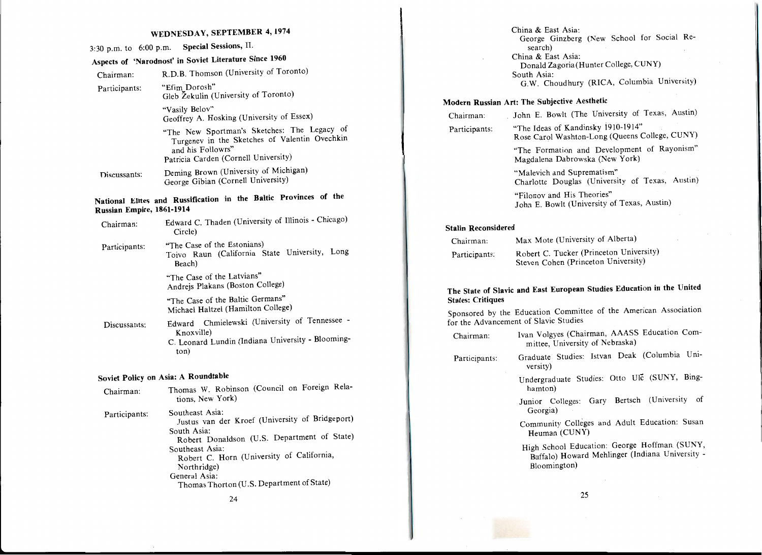## WEDNESDAY, SEPTEMBER 4, 1974

3:30 p.m. to 6:00 p.m. **Special Sessions, II.**

### Aspects of 'Narodnost' in Soviet Literature Since 1960

Chairman: R.D.B. Thomson (University of Toronto)

Participants: "Efim Dorosh"
Gleb Žekulin (University of Toronto)

"Vasily Belov"
Geoffrey A. Hosking (University of Essex)

"The New Sportman's Sketches: The Legacy of Turgenev in the Sketches of Valentin Ovechkin and his Followrs"
Patricia Carden (Cornell University)

Discussants: Deming Brown (University of Michigan)
George Gibian (Cornell University)

### National Elites and Russification in the Baltic Provinces of the Russian Empire, 1861-1914

Chairman: Edward C. Thaden (University of Illinois - Chicago) Circle)

Participants: "The Case of the Estonians)
Toivo Raun (California State University, Long Beach)

"The Case of the Latvians"
Andrejs Plakans (Boston College)

"The Case of the Baltic Germans"
Michael Haltzel (Hamilton College)

Discussants: Edward Chmielewski (University of Tennessee - Knoxville)
C. Leonard Lundin (Indiana University - Bloomington)

### Soviet Policy on Asia: A Roundtable

Chairman: Thomas W. Robinson (Council on Foreign Relations, New York)

Participants: Southeast Asia:
Justus van der Kroef (University of Bridgeport)
South Asia:
Robert Donaldson (U.S. Department of State)
Southeast Asia:
Robert C. Horn (University of California, Northridge)
General Asia:
Thomas Thorton (U.S. Department of State)
China & East Asia:
George Ginzberg (New School for Social Research)
China & East Asia:
Donald Zagoria (Hunter College, CUNY)
South Asia:
G.W. Choudhury (RICA, Columbia University)

### Modern Russian Art: The Subjective Aesthetic

Chairman: John E. Bowlt (The University of Texas, Austin)

Participants: "The Ideas of Kandinsky 1910-1914"
Rose Carol Washton-Long (Queens College, CUNY)

"The Formation and Development of Rayonism"
Magdalena Dabrowska (New York)

"Malevich and Suprematism"
Charlotte Douglas (University of Texas, Austin)

"Filonov and His Theories"
John E. Bowlt (University of Texas, Austin)

### Stalin Reconsidered

Chairman: Max Mote (University of Alberta)

Participants: Robert C. Tucker (Princeton University)
Steven Cohen (Princeton University)

### The State of Slavic and East European Studies Education in the United States: Critiques

Sponsored by the Education Committee of the American Association for the Advancement of Slavic Studies

Chairman: Ivan Volgyes (Chairman, AAASS Education Committee, University of Nebraska)

Participants: Graduate Studies: Istvan Deak (Columbia University)

Undergraduate Studies: Otto Ulč (SUNY, Binghamton)

Junior Colleges: Gary Bertsch (University of Georgia)

Community Colleges and Adult Education: Susan Heuman (CUNY)

High School Education: George Hoffman (SUNY, Buffalo) Howard Mehlinger (Indiana University - Bloomington)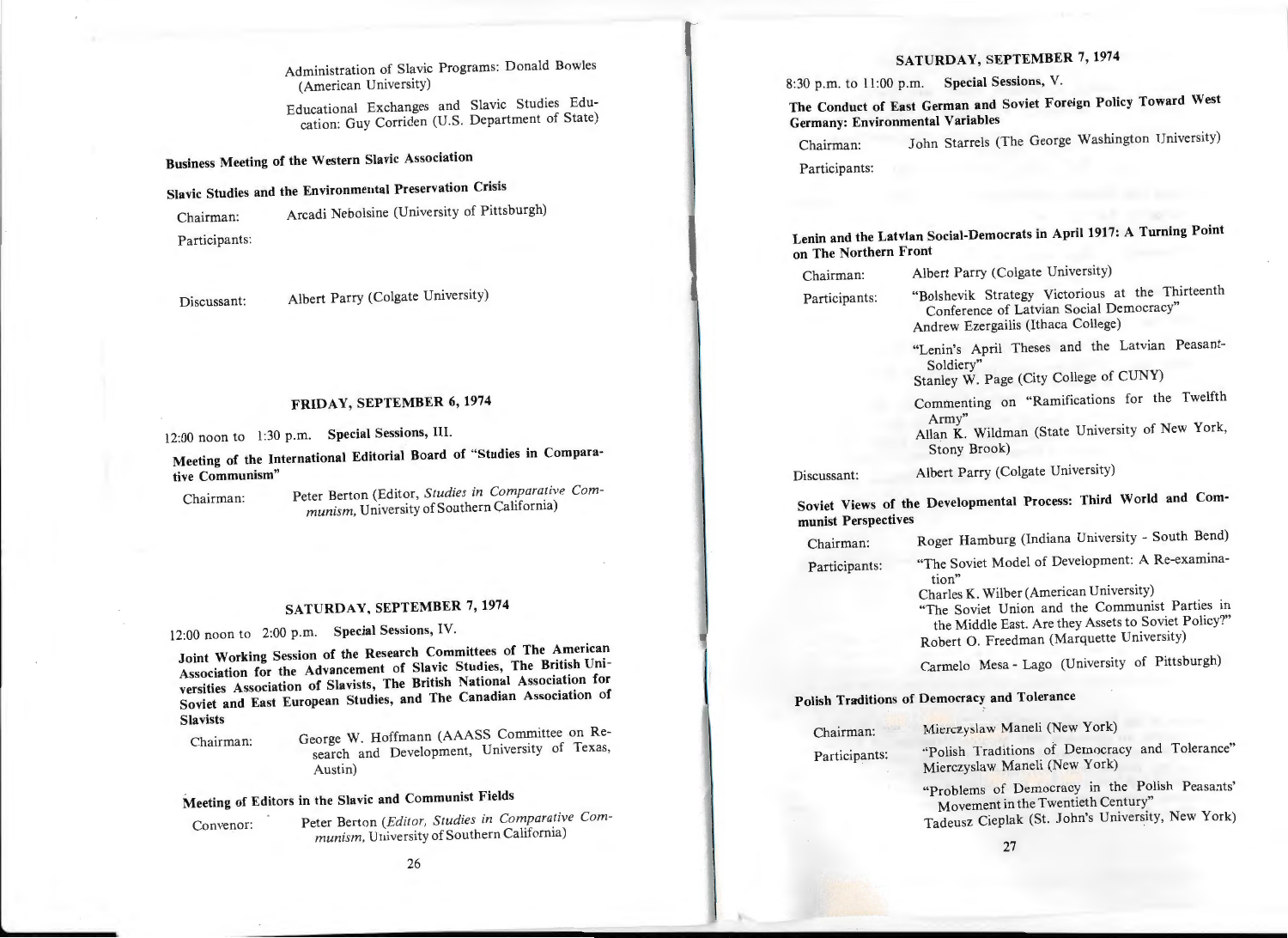Administration of Slavic Programs: Donald Bowles (American University)

Educational Exchanges and Slavic Studies Education: Guy Corriden (U.S. Department of State)

**Business Meeting of the Western Slavic Association**

**Slavic Studies and the Environmental Preservation Crisis**

Chairman: Arcadi Nebolsine (University of Pittsburgh)

Participants:

Discussant: Albert Parry (Colgate University)

## FRIDAY, SEPTEMBER 6, 1974

12:00 noon to 1:30 p.m. **Special Sessions, III.**

**Meeting of the International Editorial Board of "Studies in Comparative Communism"**

Chairman: Peter Berton (Editor, *Studies in Comparative Communism,* University of Southern California)

## SATURDAY, SEPTEMBER 7, 1974

12:00 noon to 2:00 p.m. **Special Sessions, IV.**

**Joint Working Session of the Research Committees of The American Association for the Advancement of Slavic Studies, The British Universities Association of Slavists, The British National Association for Soviet and East European Studies, and The Canadian Association of Slavists**

Chairman: George W. Hoffmann (AAASS Committee on Research and Development, University of Texas, Austin)

**Meeting of Editors in the Slavic and Communist Fields**

Convenor: Peter Berton (*Editor, Studies in Comparative Communism,* University of Southern California)

## SATURDAY, SEPTEMBER 7, 1974

8:30 p.m. to 11:00 p.m. **Special Sessions, V.**

**The Conduct of East German and Soviet Foreign Policy Toward West Germany: Environmental Variables**

Chairman: John Starrels (The George Washington University)

Participants:

**Lenin and the Latvian Social-Democrats in April 1917: A Turning Point on The Northern Front**

Chairman: Albert Parry (Colgate University)

Participants:

"Bolshevik Strategy Victorious at the Thirteenth Conference of Latvian Social Democracy"
Andrew Ezergailis (Ithaca College)

"Lenin's April Theses and the Latvian Peasant-Soldiery"
Stanley W. Page (City College of CUNY)

Commenting on "Ramifications for the Twelfth Army"
Allan K. Wildman (State University of New York, Stony Brook)

Discussant: Albert Parry (Colgate University)

**Soviet Views of the Developmental Process: Third World and Communist Perspectives**

Chairman: Roger Hamburg (Indiana University - South Bend)

Participants:

"The Soviet Model of Development: A Re-examination"
Charles K. Wilber (American University)

"The Soviet Union and the Communist Parties in the Middle East. Are they Assets to Soviet Policy?"
Robert O. Freedman (Marquette University)

Carmelo Mesa - Lago (University of Pittsburgh)

**Polish Traditions of Democracy and Tolerance**

Chairman: Mierczyslaw Maneli (New York)

Participants:

"Polish Traditions of Democracy and Tolerance"
Mierczyslaw Maneli (New York)

"Problems of Democracy in the Polish Peasants' Movement in the Twentieth Century"
Tadeusz Cieplak (St. John's University, New York)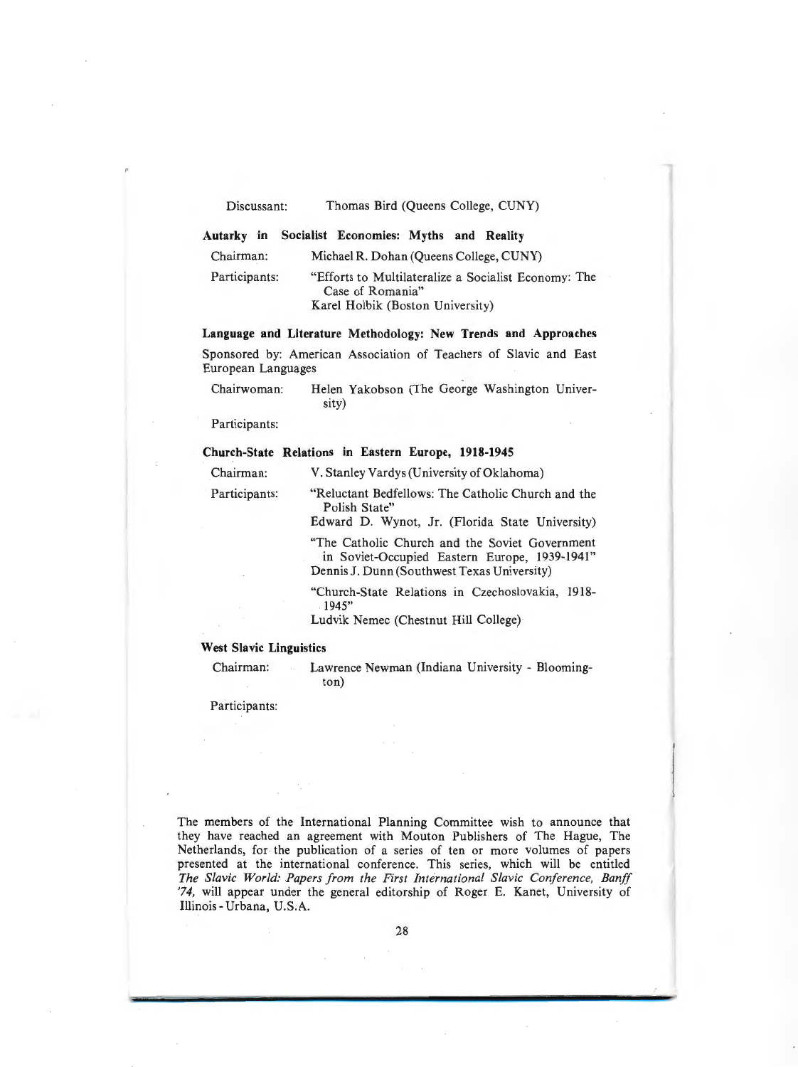Discussant: Thomas Bird (Queens College, CUNY)

**Autarky in Socialist Economies: Myths and Reality**

Chairman: Michael R. Dohan (Queens College, CUNY)

Participants: "Efforts to Multilateralize a Socialist Economy: The Case of Romania"
Karel Holbik (Boston University)

**Language and Literature Methodology: New Trends and Approaches**

Sponsored by: American Association of Teachers of Slavic and East European Languages

Chairwoman: Helen Yakobson (The George Washington University)

Participants:

**Church-State Relations in Eastern Europe, 1918-1945**

Chairman: V. Stanley Vardys (University of Oklahoma)

Participants: "Reluctant Bedfellows: The Catholic Church and the Polish State"
Edward D. Wynot, Jr. (Florida State University)

"The Catholic Church and the Soviet Government in Soviet-Occupied Eastern Europe, 1939-1941"
Dennis J. Dunn (Southwest Texas University)

"Church-State Relations in Czechoslovakia, 1918-1945"
Ludvik Nemec (Chestnut Hill College)

**West Slavic Linguistics**

Chairman: Lawrence Newman (Indiana University - Bloomington)

Participants:

The members of the International Planning Committee wish to announce that they have reached an agreement with Mouton Publishers of The Hague, The Netherlands, for the publication of a series of ten or more volumes of papers presented at the international conference. This series, which will be entitled *The Slavic World: Papers from the First International Slavic Conference, Banff '74,* will appear under the general editorship of Roger E. Kanet, University of Illinois - Urbana, U.S.A.